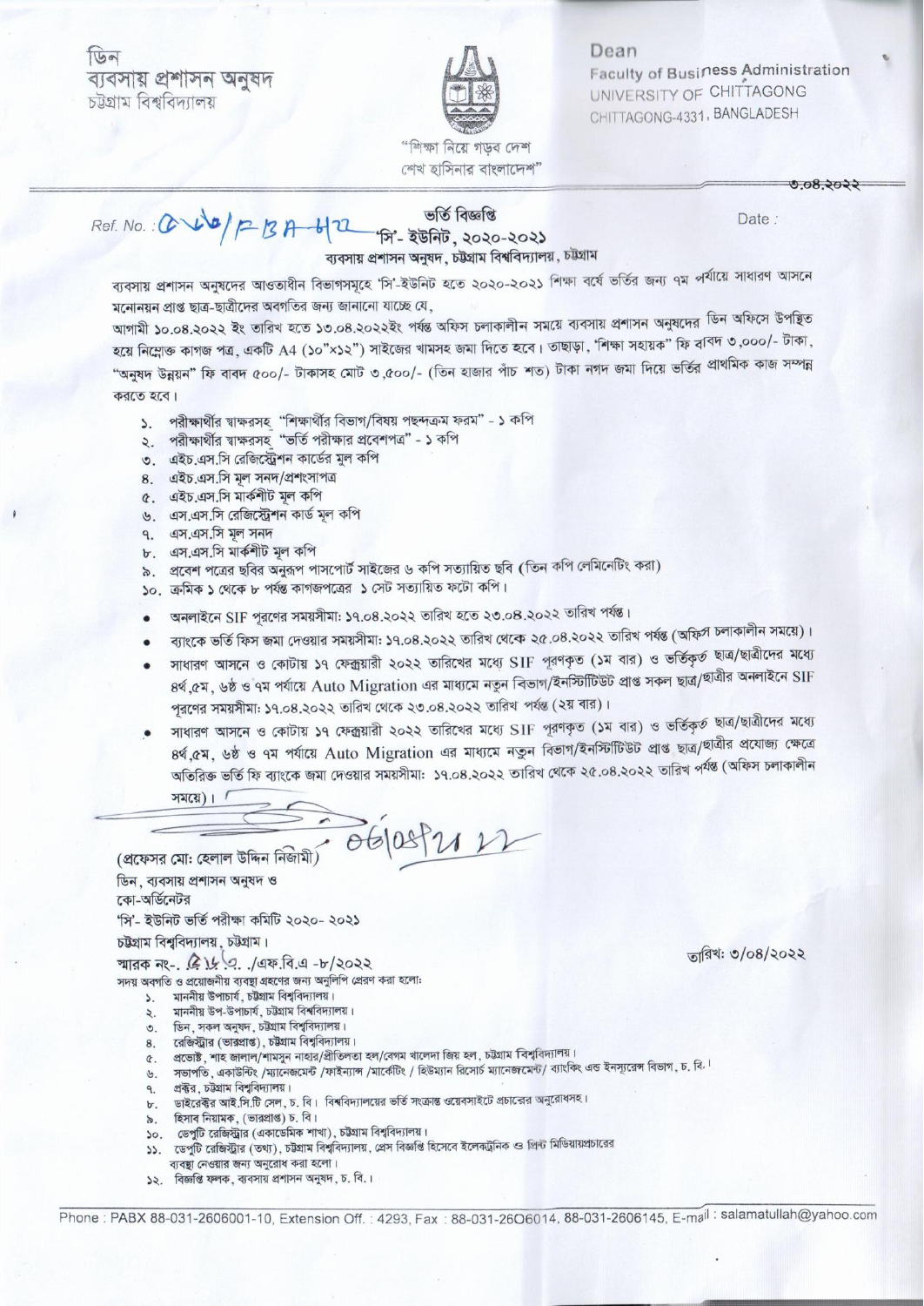ডিন
ব্যবসায় প্রশাসন অনুষদ
চট্টগ্রাম বিশ্ববিদ্যালয়

"শিক্ষা নিয়ে গড়ব দেশ
শেখ হাসিনার বাংলাদেশ"

Dean
Faculty of Business Administration
UNIVERSITY OF CHITTAGONG
CHITTAGONG-4331, BANGLADESH

Ref. No.: ৫৬৬/FBA-৮/২২

Date: ৩.০৪.২০২২

# ভর্তি বিজ্ঞপ্তি
## 'সি'- ইউনিট, ২০২০-২০২১
### ব্যবসায় প্রশাসন অনুষদ, চট্টগ্রাম বিশ্ববিদ্যালয়, চট্টগ্রাম

ব্যবসায় প্রশাসন অনুষদের আওতাধীন বিভাগসমূহে 'সি'-ইউনিট হতে ২০২০-২০২১ শিক্ষা বর্ষে ভর্তির জন্য ৭ম পর্যায়ে সাধারণ আসনে মনোনয়ন প্রাপ্ত ছাত্র-ছাত্রীদের অবগতির জন্য জানানো যাচ্ছে যে,

আগামী ১০.০৪.২০২২ ইং তারিখ হতে ১৩.০৪.২০২২ইং পর্যন্ত অফিস চলাকালীন সময়ে ব্যবসায় প্রশাসন অনুষদের ডিন অফিসে উপস্থিত হয়ে নিম্নোক্ত কাগজ পত্র, একটি A4 (১০"×১২") সাইজের খামসহ জমা দিতে হবে। তাছাড়া, 'শিক্ষা সহায়ক' ফি বাবদ ৩,০০০/- টাকা, "অনুষদ উন্নয়ন" ফি বাবদ ৫০০/- টাকাসহ মোট ৩,৫০০/- (তিন হাজার পাঁচ শত) টাকা নগদ জমা দিয়ে ভর্তির প্রাথমিক কাজ সম্পন্ন করতে হবে।

১. পরীক্ষার্থীর স্বাক্ষরসহ "শিক্ষার্থীর বিভাগ/বিষয় পছন্দক্রম ফরম" - ১ কপি
২. পরীক্ষার্থীর স্বাক্ষরসহ "ভর্তি পরীক্ষার প্রবেশপত্র" - ১ কপি
৩. এইচ.এস.সি রেজিস্ট্রেশন কার্ডের মূল কপি
৪. এইচ.এস.সি মূল সনদ/প্রশংসাপত্র
৫. এইচ.এস.সি মার্কশীট মূল কপি
৬. এস.এস.সি রেজিস্ট্রেশন কার্ড মূল কপি
৭. এস.এস.সি মূল সনদ
৮. এস.এস.সি মার্কশীট মূল কপি
৯. প্রবেশ পত্রের ছবির অনুরূপ পাসপোর্ট সাইজের ৬ কপি সত্যায়িত ছবি (তিন কপি লেমিনেটিং করা)
১০. ক্রমিক ১ থেকে ৮ পর্যন্ত কাগজপত্রের ১ সেট সত্যায়িত ফটো কপি।

- অনলাইনে SIF পূরণের সময়সীমা: ১৭.০৪.২০২২ তারিখ হতে ২৩.০৪.২০২২ তারিখ পর্যন্ত।
- ব্যাংকে ভর্তি ফিস জমা দেওয়ার সময়সীমা: ১৭.০৪.২০২২ তারিখ থেকে ২৫.০৪.২০২২ তারিখ পর্যন্ত (অফিস চলাকালীন সময়ে)।
- সাধারণ আসনে ও কোটায় ১৭ ফেব্রুয়ারী ২০২২ তারিখের মধ্যে SIF পূরণকৃত (১ম বার) ও ভর্তিকৃত ছাত্র/ছাত্রীদের মধ্যে ৪র্থ,৫ম, ৬ষ্ঠ ও ৭ম পর্যায়ে Auto Migration এর মাধ্যমে নতুন বিভাগ/ইনস্টিটিউট প্রাপ্ত সকল ছাত্র/ছাত্রীর অনলাইনে SIF পূরণের সময়সীমা: ১৭.০৪.২০২২ তারিখ থেকে ২৩.০৪.২০২২ তারিখ পর্যন্ত (২য় বার)।
- সাধারণ আসনে ও কোটায় ১৭ ফেব্রুয়ারী ২০২২ তারিখের মধ্যে SIF পূরণকৃত (১ম বার) ও ভর্তিকৃত ছাত্র/ছাত্রীদের মধ্যে ৪র্থ,৫ম, ৬ষ্ঠ ও ৭ম পর্যায়ে Auto Migration এর মাধ্যমে নতুন বিভাগ/ইনস্টিটিউট প্রাপ্ত ছাত্র/ছাত্রীর প্রযোজ্য ক্ষেত্রে অতিরিক্ত ভর্তি ফি ব্যাংকে জমা দেওয়ার সময়সীমা: ১৭.০৪.২০২২ তারিখ থেকে ২৫.০৪.২০২২ তারিখ পর্যন্ত (অফিস চলাকালীন সময়ে)।

০৩/০৪/২০২২

(প্রফেসর মো: হেলাল উদ্দিন নিজামী)
ডিন, ব্যবসায় প্রশাসন অনুষদ ও
কো-অর্ডিনেটর
'সি'- ইউনিট ভর্তি পরীক্ষা কমিটি ২০২০- ২০২১
চট্টগ্রাম বিশ্ববিদ্যালয়, চট্টগ্রাম।

স্মারক নং-. ৫৬৬./এফ.বি.এ -৮/২০২২

তারিখ: ৩/০৪/২০২২

সদয় অবগতি ও প্রয়োজনীয় ব্যবস্থা গ্রহণের জন্য অনুলিপি প্রেরণ করা হলো:

১. মাননীয় উপাচার্য, চট্টগ্রাম বিশ্ববিদ্যালয়।
২. মাননীয় উপ-উপাচার্য, চট্টগ্রাম বিশ্ববিদ্যালয়।
৩. ডিন, সকল অনুষদ, চট্টগ্রাম বিশ্ববিদ্যালয়।
৪. রেজিস্ট্রার (ভারপ্রাপ্ত), চট্টগ্রাম বিশ্ববিদ্যালয়।
৫. প্রভোস্ট, শাহ জালাল/শামসুন নাহার/প্রীতিলতা হল/বেগম খালেদা জিয় হল, চট্টগ্রাম বিশ্ববিদ্যালয়।
৬. সভাপতি, একাউন্টিং /ম্যানেজমেন্ট /ফাইন্যান্স /মার্কেটিং / হিউম্যান রিসোর্স ম্যানেজমেন্ট/ ব্যাংকিং এন্ড ইনস্যুরেন্স বিভাগ, চ. বি.।
৭. প্রক্টর, চট্টগ্রাম বিশ্ববিদ্যালয়।
৮. ডাইরেক্টর আই.সি.টি সেল, চ. বি। বিশ্ববিদ্যালয়ের ভর্তি সংক্রান্ত ওয়েবসাইটে প্রচারের অনুরোধসহ।
৯. হিসাব নিয়ামক, (ভারপ্রাপ্ত) চ. বি।
১০. ডেপুটি রেজিস্ট্রার (একাডেমিক শাখা), চট্টগ্রাম বিশ্ববিদ্যালয়।
১১. ডেপুটি রেজিস্ট্রার (তথ্য), চট্টগ্রাম বিশ্ববিদ্যালয়, প্রেস বিজ্ঞপ্তি হিসেবে ইলেকট্রনিক ও প্রিন্ট মিডিয়ায়প্রচারের ব্যবস্থা নেওয়ার জন্য অনুরোধ করা হলো।
১২. বিজ্ঞপ্তি ফলক, ব্যবসায় প্রশাসন অনুষদ, চ. বি.।

Phone : PABX 88-031-2606001-10, Extension Off. : 4293, Fax : 88-031-2606014, 88-031-2606145, E-mail : salamatullah@yahoo.com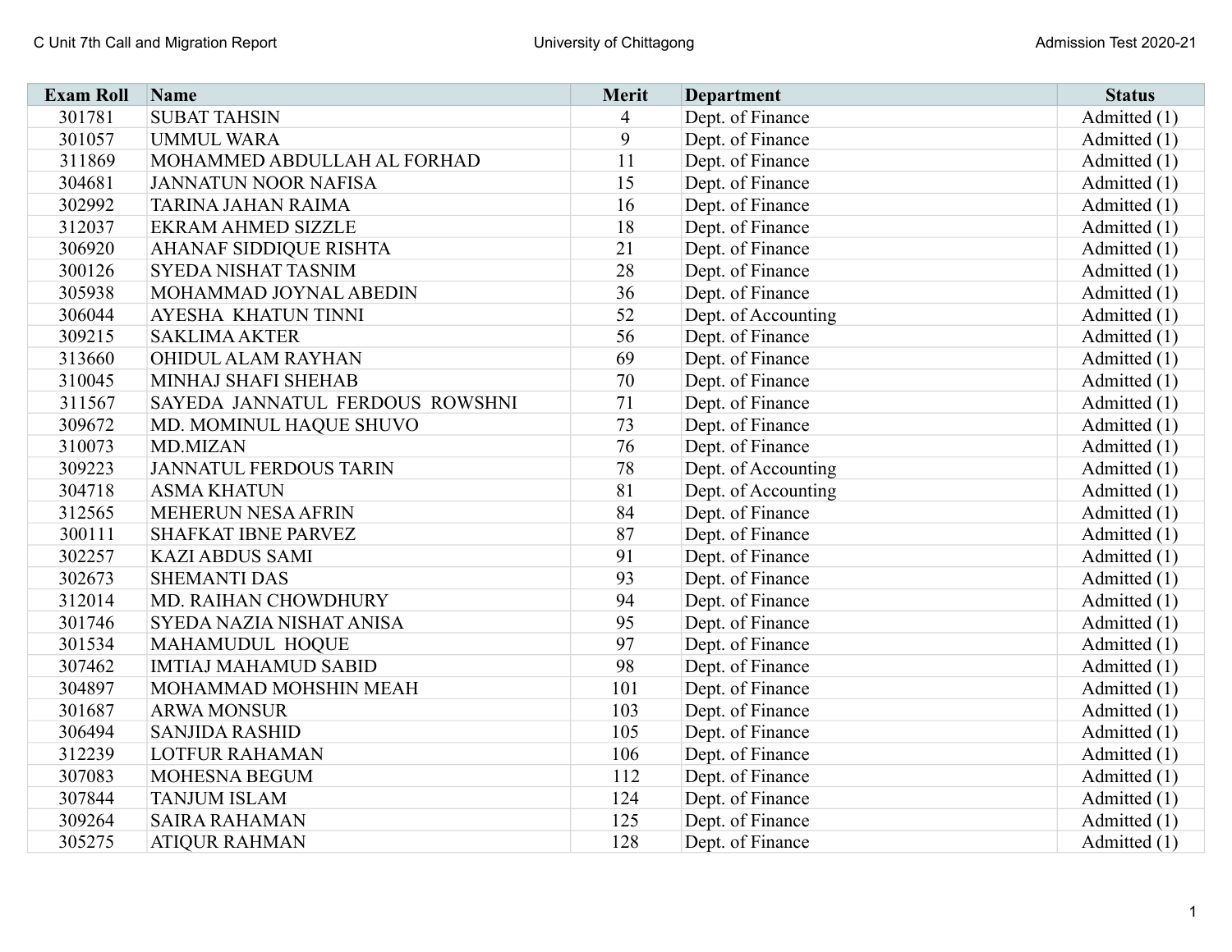| Exam Roll | Name | Merit | Department | Status |
|---|---|---|---|---|
| 301781 | SUBAT TAHSIN | 4 | Dept. of Finance | Admitted (1) |
| 301057 | UMMUL WARA | 9 | Dept. of Finance | Admitted (1) |
| 311869 | MOHAMMED ABDULLAH AL FORHAD | 11 | Dept. of Finance | Admitted (1) |
| 304681 | JANNATUN NOOR NAFISA | 15 | Dept. of Finance | Admitted (1) |
| 302992 | TARINA JAHAN RAIMA | 16 | Dept. of Finance | Admitted (1) |
| 312037 | EKRAM AHMED SIZZLE | 18 | Dept. of Finance | Admitted (1) |
| 306920 | AHANAF SIDDIQUE RISHTA | 21 | Dept. of Finance | Admitted (1) |
| 300126 | SYEDA NISHAT TASNIM | 28 | Dept. of Finance | Admitted (1) |
| 305938 | MOHAMMAD JOYNAL ABEDIN | 36 | Dept. of Finance | Admitted (1) |
| 306044 | AYESHA KHATUN TINNI | 52 | Dept. of Accounting | Admitted (1) |
| 309215 | SAKLIMA AKTER | 56 | Dept. of Finance | Admitted (1) |
| 313660 | OHIDUL ALAM RAYHAN | 69 | Dept. of Finance | Admitted (1) |
| 310045 | MINHAJ SHAFI SHEHAB | 70 | Dept. of Finance | Admitted (1) |
| 311567 | SAYEDA JANNATUL FERDOUS ROWSHNI | 71 | Dept. of Finance | Admitted (1) |
| 309672 | MD. MOMINUL HAQUE SHUVO | 73 | Dept. of Finance | Admitted (1) |
| 310073 | MD.MIZAN | 76 | Dept. of Finance | Admitted (1) |
| 309223 | JANNATUL FERDOUS TARIN | 78 | Dept. of Accounting | Admitted (1) |
| 304718 | ASMA KHATUN | 81 | Dept. of Accounting | Admitted (1) |
| 312565 | MEHERUN NESA AFRIN | 84 | Dept. of Finance | Admitted (1) |
| 300111 | SHAFKAT IBNE PARVEZ | 87 | Dept. of Finance | Admitted (1) |
| 302257 | KAZI ABDUS SAMI | 91 | Dept. of Finance | Admitted (1) |
| 302673 | SHEMANTI DAS | 93 | Dept. of Finance | Admitted (1) |
| 312014 | MD. RAIHAN CHOWDHURY | 94 | Dept. of Finance | Admitted (1) |
| 301746 | SYEDA NAZIA NISHAT ANISA | 95 | Dept. of Finance | Admitted (1) |
| 301534 | MAHAMUDUL HOQUE | 97 | Dept. of Finance | Admitted (1) |
| 307462 | IMTIAJ MAHAMUD SABID | 98 | Dept. of Finance | Admitted (1) |
| 304897 | MOHAMMAD MOHSHIN MEAH | 101 | Dept. of Finance | Admitted (1) |
| 301687 | ARWA MONSUR | 103 | Dept. of Finance | Admitted (1) |
| 306494 | SANJIDA RASHID | 105 | Dept. of Finance | Admitted (1) |
| 312239 | LOTFUR RAHAMAN | 106 | Dept. of Finance | Admitted (1) |
| 307083 | MOHESNA BEGUM | 112 | Dept. of Finance | Admitted (1) |
| 307844 | TANJUM ISLAM | 124 | Dept. of Finance | Admitted (1) |
| 309264 | SAIRA RAHAMAN | 125 | Dept. of Finance | Admitted (1) |
| 305275 | ATIQUR RAHMAN | 128 | Dept. of Finance | Admitted (1) |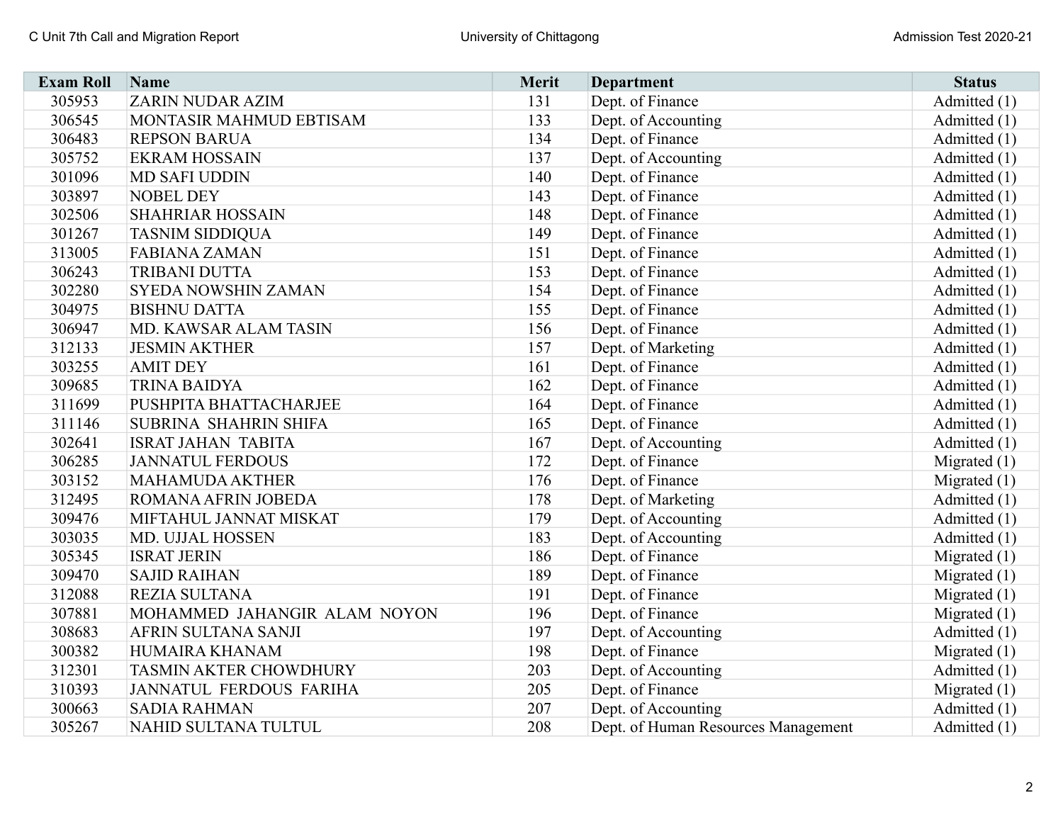| Exam Roll | Name | Merit | Department | Status |
| --- | --- | --- | --- | --- |
| 305953 | ZARIN NUDAR AZIM | 131 | Dept. of Finance | Admitted (1) |
| 306545 | MONTASIR MAHMUD EBTISAM | 133 | Dept. of Accounting | Admitted (1) |
| 306483 | REPSON BARUA | 134 | Dept. of Finance | Admitted (1) |
| 305752 | EKRAM HOSSAIN | 137 | Dept. of Accounting | Admitted (1) |
| 301096 | MD SAFI UDDIN | 140 | Dept. of Finance | Admitted (1) |
| 303897 | NOBEL DEY | 143 | Dept. of Finance | Admitted (1) |
| 302506 | SHAHRIAR HOSSAIN | 148 | Dept. of Finance | Admitted (1) |
| 301267 | TASNIM SIDDIQUA | 149 | Dept. of Finance | Admitted (1) |
| 313005 | FABIANA ZAMAN | 151 | Dept. of Finance | Admitted (1) |
| 306243 | TRIBANI DUTTA | 153 | Dept. of Finance | Admitted (1) |
| 302280 | SYEDA NOWSHIN ZAMAN | 154 | Dept. of Finance | Admitted (1) |
| 304975 | BISHNU DATTA | 155 | Dept. of Finance | Admitted (1) |
| 306947 | MD. KAWSAR ALAM TASIN | 156 | Dept. of Finance | Admitted (1) |
| 312133 | JESMIN AKTHER | 157 | Dept. of Marketing | Admitted (1) |
| 303255 | AMIT DEY | 161 | Dept. of Finance | Admitted (1) |
| 309685 | TRINA BAIDYA | 162 | Dept. of Finance | Admitted (1) |
| 311699 | PUSHPITA BHATTACHARJEE | 164 | Dept. of Finance | Admitted (1) |
| 311146 | SUBRINA SHAHRIN SHIFA | 165 | Dept. of Finance | Admitted (1) |
| 302641 | ISRAT JAHAN TABITA | 167 | Dept. of Accounting | Admitted (1) |
| 306285 | JANNATUL FERDOUS | 172 | Dept. of Finance | Migrated (1) |
| 303152 | MAHAMUDA AKTHER | 176 | Dept. of Finance | Migrated (1) |
| 312495 | ROMANA AFRIN JOBEDA | 178 | Dept. of Marketing | Admitted (1) |
| 309476 | MIFTAHUL JANNAT MISKAT | 179 | Dept. of Accounting | Admitted (1) |
| 303035 | MD. UJJAL HOSSEN | 183 | Dept. of Accounting | Admitted (1) |
| 305345 | ISRAT JERIN | 186 | Dept. of Finance | Migrated (1) |
| 309470 | SAJID RAIHAN | 189 | Dept. of Finance | Migrated (1) |
| 312088 | REZIA SULTANA | 191 | Dept. of Finance | Migrated (1) |
| 307881 | MOHAMMED JAHANGIR ALAM NOYON | 196 | Dept. of Finance | Migrated (1) |
| 308683 | AFRIN SULTANA SANJI | 197 | Dept. of Accounting | Admitted (1) |
| 300382 | HUMAIRA KHANAM | 198 | Dept. of Finance | Migrated (1) |
| 312301 | TASMIN AKTER CHOWDHURY | 203 | Dept. of Accounting | Admitted (1) |
| 310393 | JANNATUL FERDOUS FARIHA | 205 | Dept. of Finance | Migrated (1) |
| 300663 | SADIA RAHMAN | 207 | Dept. of Accounting | Admitted (1) |
| 305267 | NAHID SULTANA TULTUL | 208 | Dept. of Human Resources Management | Admitted (1) |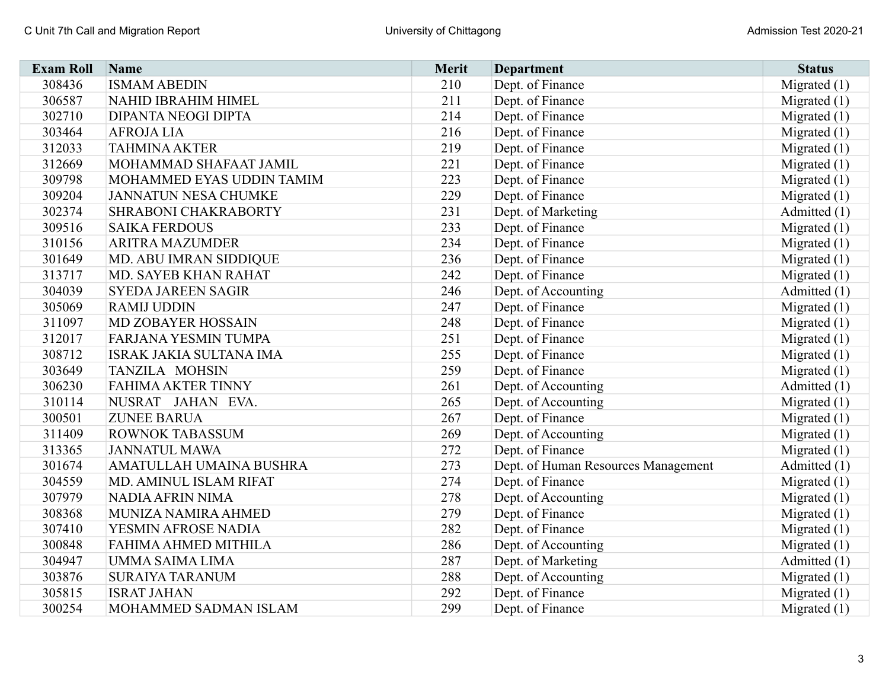| Exam Roll | Name | Merit | Department | Status |
|---|---|---|---|---|
| 308436 | ISMAM ABEDIN | 210 | Dept. of Finance | Migrated (1) |
| 306587 | NAHID IBRAHIM HIMEL | 211 | Dept. of Finance | Migrated (1) |
| 302710 | DIPANTA NEOGI DIPTA | 214 | Dept. of Finance | Migrated (1) |
| 303464 | AFROJA LIA | 216 | Dept. of Finance | Migrated (1) |
| 312033 | TAHMINA AKTER | 219 | Dept. of Finance | Migrated (1) |
| 312669 | MOHAMMAD SHAFAAT JAMIL | 221 | Dept. of Finance | Migrated (1) |
| 309798 | MOHAMMED EYAS UDDIN TAMIM | 223 | Dept. of Finance | Migrated (1) |
| 309204 | JANNATUN NESA CHUMKE | 229 | Dept. of Finance | Migrated (1) |
| 302374 | SHRABONI CHAKRABORTY | 231 | Dept. of Marketing | Admitted (1) |
| 309516 | SAIKA FERDOUS | 233 | Dept. of Finance | Migrated (1) |
| 310156 | ARITRA MAZUMDER | 234 | Dept. of Finance | Migrated (1) |
| 301649 | MD. ABU IMRAN SIDDIQUE | 236 | Dept. of Finance | Migrated (1) |
| 313717 | MD. SAYEB KHAN RAHAT | 242 | Dept. of Finance | Migrated (1) |
| 304039 | SYEDA JAREEN SAGIR | 246 | Dept. of Accounting | Admitted (1) |
| 305069 | RAMIJ UDDIN | 247 | Dept. of Finance | Migrated (1) |
| 311097 | MD ZOBAYER HOSSAIN | 248 | Dept. of Finance | Migrated (1) |
| 312017 | FARJANA YESMIN TUMPA | 251 | Dept. of Finance | Migrated (1) |
| 308712 | ISRAK JAKIA SULTANA IMA | 255 | Dept. of Finance | Migrated (1) |
| 303649 | TANZILA MOHSIN | 259 | Dept. of Finance | Migrated (1) |
| 306230 | FAHIMA AKTER TINNY | 261 | Dept. of Accounting | Admitted (1) |
| 310114 | NUSRAT JAHAN EVA. | 265 | Dept. of Accounting | Migrated (1) |
| 300501 | ZUNEE BARUA | 267 | Dept. of Finance | Migrated (1) |
| 311409 | ROWNOK TABASSUM | 269 | Dept. of Accounting | Migrated (1) |
| 313365 | JANNATUL MAWA | 272 | Dept. of Finance | Migrated (1) |
| 301674 | AMATULLAH UMAINA BUSHRA | 273 | Dept. of Human Resources Management | Admitted (1) |
| 304559 | MD. AMINUL ISLAM RIFAT | 274 | Dept. of Finance | Migrated (1) |
| 307979 | NADIA AFRIN NIMA | 278 | Dept. of Accounting | Migrated (1) |
| 308368 | MUNIZA NAMIRA AHMED | 279 | Dept. of Finance | Migrated (1) |
| 307410 | YESMIN AFROSE NADIA | 282 | Dept. of Finance | Migrated (1) |
| 300848 | FAHIMA AHMED MITHILA | 286 | Dept. of Accounting | Migrated (1) |
| 304947 | UMMA SAIMA LIMA | 287 | Dept. of Marketing | Admitted (1) |
| 303876 | SURAIYA TARANUM | 288 | Dept. of Accounting | Migrated (1) |
| 305815 | ISRAT JAHAN | 292 | Dept. of Finance | Migrated (1) |
| 300254 | MOHAMMED SADMAN ISLAM | 299 | Dept. of Finance | Migrated (1) |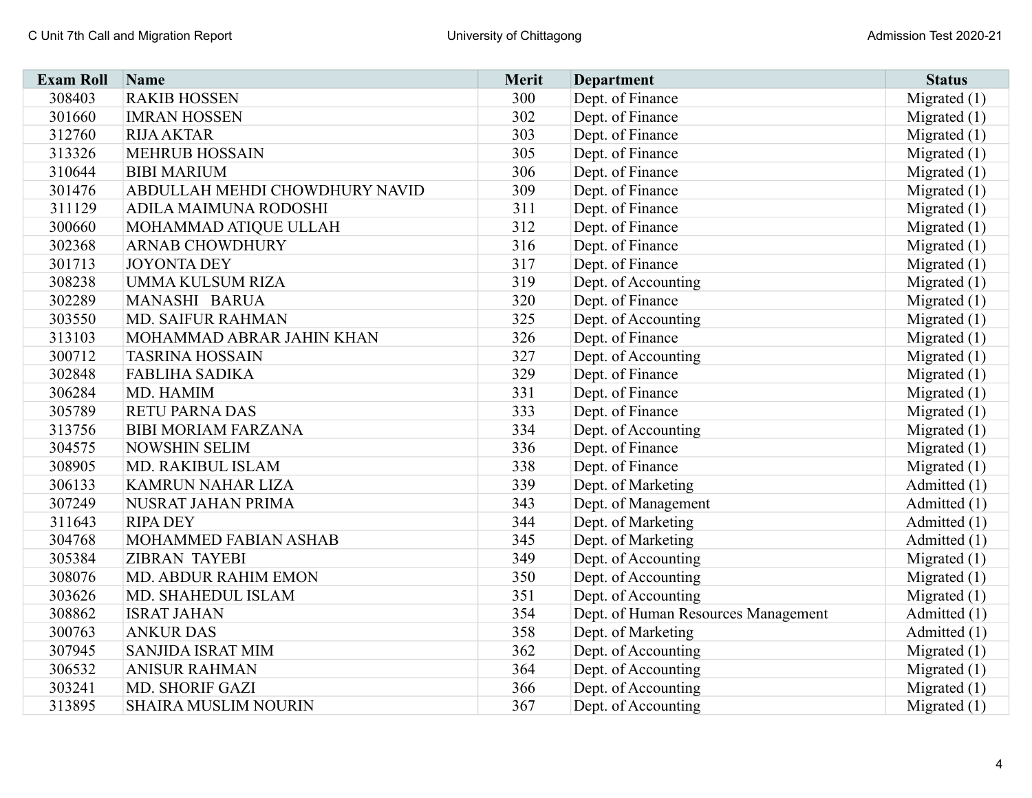| Exam Roll | Name | Merit | Department | Status |
| --- | --- | --- | --- | --- |
| 308403 | RAKIB HOSSEN | 300 | Dept. of Finance | Migrated (1) |
| 301660 | IMRAN HOSSEN | 302 | Dept. of Finance | Migrated (1) |
| 312760 | RIJA AKTAR | 303 | Dept. of Finance | Migrated (1) |
| 313326 | MEHRUB HOSSAIN | 305 | Dept. of Finance | Migrated (1) |
| 310644 | BIBI MARIUM | 306 | Dept. of Finance | Migrated (1) |
| 301476 | ABDULLAH MEHDI CHOWDHURY NAVID | 309 | Dept. of Finance | Migrated (1) |
| 311129 | ADILA MAIMUNA RODOSHI | 311 | Dept. of Finance | Migrated (1) |
| 300660 | MOHAMMAD ATIQUE ULLAH | 312 | Dept. of Finance | Migrated (1) |
| 302368 | ARNAB CHOWDHURY | 316 | Dept. of Finance | Migrated (1) |
| 301713 | JOYONTA DEY | 317 | Dept. of Finance | Migrated (1) |
| 308238 | UMMA KULSUM RIZA | 319 | Dept. of Accounting | Migrated (1) |
| 302289 | MANASHI BARUA | 320 | Dept. of Finance | Migrated (1) |
| 303550 | MD. SAIFUR RAHMAN | 325 | Dept. of Accounting | Migrated (1) |
| 313103 | MOHAMMAD ABRAR JAHIN KHAN | 326 | Dept. of Finance | Migrated (1) |
| 300712 | TASRINA HOSSAIN | 327 | Dept. of Accounting | Migrated (1) |
| 302848 | FABLIHA SADIKA | 329 | Dept. of Finance | Migrated (1) |
| 306284 | MD. HAMIM | 331 | Dept. of Finance | Migrated (1) |
| 305789 | RETU PARNA DAS | 333 | Dept. of Finance | Migrated (1) |
| 313756 | BIBI MORIAM FARZANA | 334 | Dept. of Accounting | Migrated (1) |
| 304575 | NOWSHIN SELIM | 336 | Dept. of Finance | Migrated (1) |
| 308905 | MD. RAKIBUL ISLAM | 338 | Dept. of Finance | Migrated (1) |
| 306133 | KAMRUN NAHAR LIZA | 339 | Dept. of Marketing | Admitted (1) |
| 307249 | NUSRAT JAHAN PRIMA | 343 | Dept. of Management | Admitted (1) |
| 311643 | RIPA DEY | 344 | Dept. of Marketing | Admitted (1) |
| 304768 | MOHAMMED FABIAN ASHAB | 345 | Dept. of Marketing | Admitted (1) |
| 305384 | ZIBRAN TAYEBI | 349 | Dept. of Accounting | Migrated (1) |
| 308076 | MD. ABDUR RAHIM EMON | 350 | Dept. of Accounting | Migrated (1) |
| 303626 | MD. SHAHEDUL ISLAM | 351 | Dept. of Accounting | Migrated (1) |
| 308862 | ISRAT JAHAN | 354 | Dept. of Human Resources Management | Admitted (1) |
| 300763 | ANKUR DAS | 358 | Dept. of Marketing | Admitted (1) |
| 307945 | SANJIDA ISRAT MIM | 362 | Dept. of Accounting | Migrated (1) |
| 306532 | ANISUR RAHMAN | 364 | Dept. of Accounting | Migrated (1) |
| 303241 | MD. SHORIF GAZI | 366 | Dept. of Accounting | Migrated (1) |
| 313895 | SHAIRA MUSLIM NOURIN | 367 | Dept. of Accounting | Migrated (1) |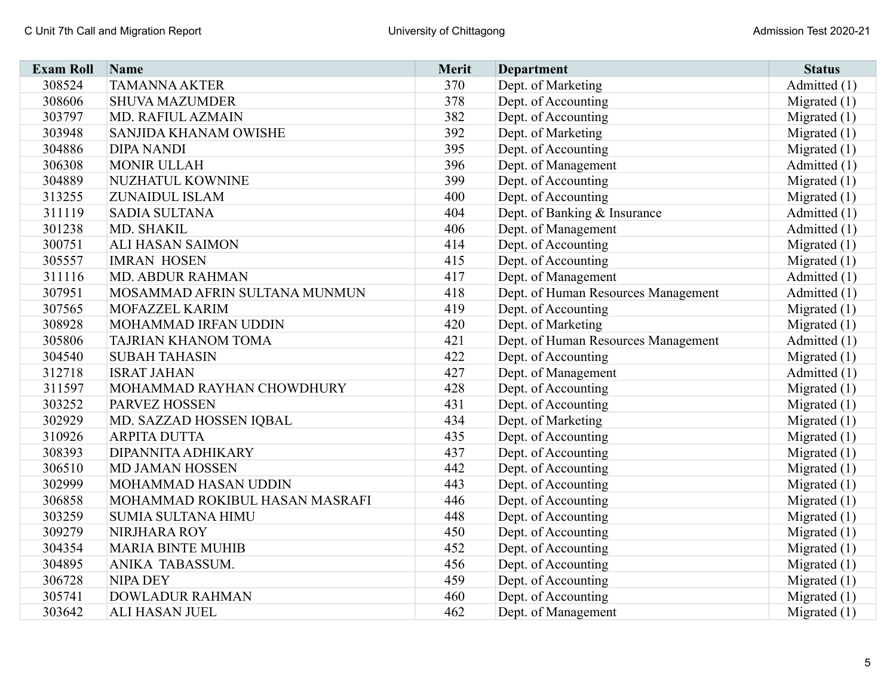| Exam Roll | Name | Merit | Department | Status |
| --- | --- | --- | --- | --- |
| 308524 | TAMANNA AKTER | 370 | Dept. of Marketing | Admitted (1) |
| 308606 | SHUVA MAZUMDER | 378 | Dept. of Accounting | Migrated (1) |
| 303797 | MD. RAFIUL AZMAIN | 382 | Dept. of Accounting | Migrated (1) |
| 303948 | SANJIDA KHANAM OWISHE | 392 | Dept. of Marketing | Migrated (1) |
| 304886 | DIPA NANDI | 395 | Dept. of Accounting | Migrated (1) |
| 306308 | MONIR ULLAH | 396 | Dept. of Management | Admitted (1) |
| 304889 | NUZHATUL KOWNINE | 399 | Dept. of Accounting | Migrated (1) |
| 313255 | ZUNAIDUL ISLAM | 400 | Dept. of Accounting | Migrated (1) |
| 311119 | SADIA SULTANA | 404 | Dept. of Banking & Insurance | Admitted (1) |
| 301238 | MD. SHAKIL | 406 | Dept. of Management | Admitted (1) |
| 300751 | ALI HASAN SAIMON | 414 | Dept. of Accounting | Migrated (1) |
| 305557 | IMRAN HOSEN | 415 | Dept. of Accounting | Migrated (1) |
| 311116 | MD. ABDUR RAHMAN | 417 | Dept. of Management | Admitted (1) |
| 307951 | MOSAMMAD AFRIN SULTANA MUNMUN | 418 | Dept. of Human Resources Management | Admitted (1) |
| 307565 | MOFAZZEL KARIM | 419 | Dept. of Accounting | Migrated (1) |
| 308928 | MOHAMMAD IRFAN UDDIN | 420 | Dept. of Marketing | Migrated (1) |
| 305806 | TAJRIAN KHANOM TOMA | 421 | Dept. of Human Resources Management | Admitted (1) |
| 304540 | SUBAH TAHASIN | 422 | Dept. of Accounting | Migrated (1) |
| 312718 | ISRAT JAHAN | 427 | Dept. of Management | Admitted (1) |
| 311597 | MOHAMMAD RAYHAN CHOWDHURY | 428 | Dept. of Accounting | Migrated (1) |
| 303252 | PARVEZ HOSSEN | 431 | Dept. of Accounting | Migrated (1) |
| 302929 | MD. SAZZAD HOSSEN IQBAL | 434 | Dept. of Marketing | Migrated (1) |
| 310926 | ARPITA DUTTA | 435 | Dept. of Accounting | Migrated (1) |
| 308393 | DIPANNITA ADHIKARY | 437 | Dept. of Accounting | Migrated (1) |
| 306510 | MD JAMAN HOSSEN | 442 | Dept. of Accounting | Migrated (1) |
| 302999 | MOHAMMAD HASAN UDDIN | 443 | Dept. of Accounting | Migrated (1) |
| 306858 | MOHAMMAD ROKIBUL HASAN MASRAFI | 446 | Dept. of Accounting | Migrated (1) |
| 303259 | SUMIA SULTANA HIMU | 448 | Dept. of Accounting | Migrated (1) |
| 309279 | NIRJHARA ROY | 450 | Dept. of Accounting | Migrated (1) |
| 304354 | MARIA BINTE MUHIB | 452 | Dept. of Accounting | Migrated (1) |
| 304895 | ANIKA TABASSUM. | 456 | Dept. of Accounting | Migrated (1) |
| 306728 | NIPA DEY | 459 | Dept. of Accounting | Migrated (1) |
| 305741 | DOWLADUR RAHMAN | 460 | Dept. of Accounting | Migrated (1) |
| 303642 | ALI HASAN JUEL | 462 | Dept. of Management | Migrated (1) |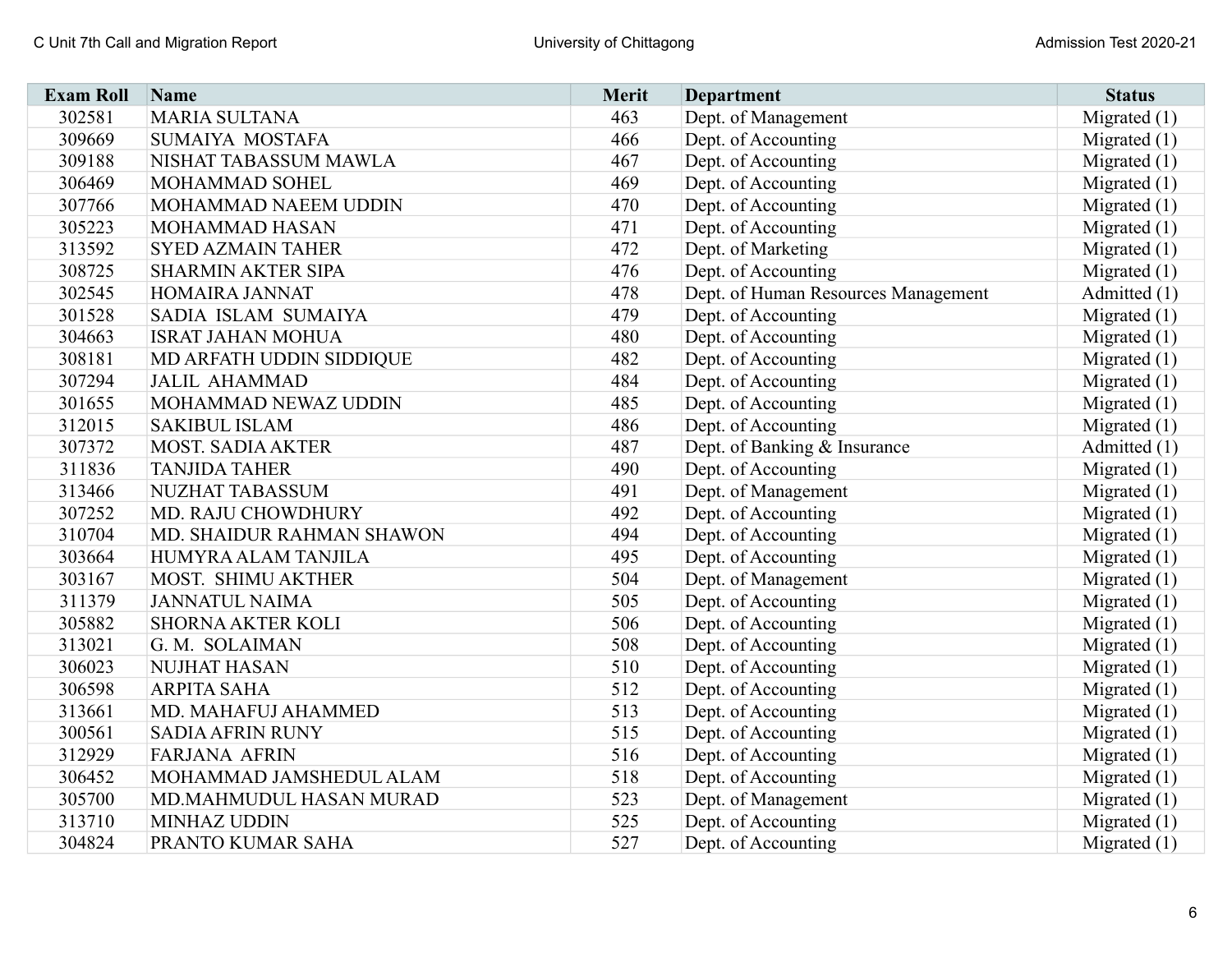| Exam Roll | Name | Merit | Department | Status |
|---|---|---|---|---|
| 302581 | MARIA SULTANA | 463 | Dept. of Management | Migrated (1) |
| 309669 | SUMAIYA  MOSTAFA | 466 | Dept. of Accounting | Migrated (1) |
| 309188 | NISHAT TABASSUM MAWLA | 467 | Dept. of Accounting | Migrated (1) |
| 306469 | MOHAMMAD SOHEL | 469 | Dept. of Accounting | Migrated (1) |
| 307766 | MOHAMMAD NAEEM UDDIN | 470 | Dept. of Accounting | Migrated (1) |
| 305223 | MOHAMMAD HASAN | 471 | Dept. of Accounting | Migrated (1) |
| 313592 | SYED AZMAIN TAHER | 472 | Dept. of Marketing | Migrated (1) |
| 308725 | SHARMIN AKTER SIPA | 476 | Dept. of Accounting | Migrated (1) |
| 302545 | HOMAIRA JANNAT | 478 | Dept. of Human Resources Management | Admitted (1) |
| 301528 | SADIA  ISLAM  SUMAIYA | 479 | Dept. of Accounting | Migrated (1) |
| 304663 | ISRAT JAHAN MOHUA | 480 | Dept. of Accounting | Migrated (1) |
| 308181 | MD ARFATH UDDIN SIDDIQUE | 482 | Dept. of Accounting | Migrated (1) |
| 307294 | JALIL  AHAMMAD | 484 | Dept. of Accounting | Migrated (1) |
| 301655 | MOHAMMAD NEWAZ UDDIN | 485 | Dept. of Accounting | Migrated (1) |
| 312015 | SAKIBUL ISLAM | 486 | Dept. of Accounting | Migrated (1) |
| 307372 | MOST. SADIA AKTER | 487 | Dept. of Banking & Insurance | Admitted (1) |
| 311836 | TANJIDA TAHER | 490 | Dept. of Accounting | Migrated (1) |
| 313466 | NUZHAT TABASSUM | 491 | Dept. of Management | Migrated (1) |
| 307252 | MD. RAJU CHOWDHURY | 492 | Dept. of Accounting | Migrated (1) |
| 310704 | MD. SHAIDUR RAHMAN SHAWON | 494 | Dept. of Accounting | Migrated (1) |
| 303664 | HUMYRA ALAM TANJILA | 495 | Dept. of Accounting | Migrated (1) |
| 303167 | MOST.  SHIMU AKTHER | 504 | Dept. of Management | Migrated (1) |
| 311379 | JANNATUL NAIMA | 505 | Dept. of Accounting | Migrated (1) |
| 305882 | SHORNA AKTER KOLI | 506 | Dept. of Accounting | Migrated (1) |
| 313021 | G. M.  SOLAIMAN | 508 | Dept. of Accounting | Migrated (1) |
| 306023 | NUJHAT HASAN | 510 | Dept. of Accounting | Migrated (1) |
| 306598 | ARPITA SAHA | 512 | Dept. of Accounting | Migrated (1) |
| 313661 | MD. MAHAFUJ AHAMMED | 513 | Dept. of Accounting | Migrated (1) |
| 300561 | SADIA AFRIN RUNY | 515 | Dept. of Accounting | Migrated (1) |
| 312929 | FARJANA  AFRIN | 516 | Dept. of Accounting | Migrated (1) |
| 306452 | MOHAMMAD JAMSHEDUL ALAM | 518 | Dept. of Accounting | Migrated (1) |
| 305700 | MD.MAHMUDUL HASAN MURAD | 523 | Dept. of Management | Migrated (1) |
| 313710 | MINHAZ UDDIN | 525 | Dept. of Accounting | Migrated (1) |
| 304824 | PRANTO KUMAR SAHA | 527 | Dept. of Accounting | Migrated (1) |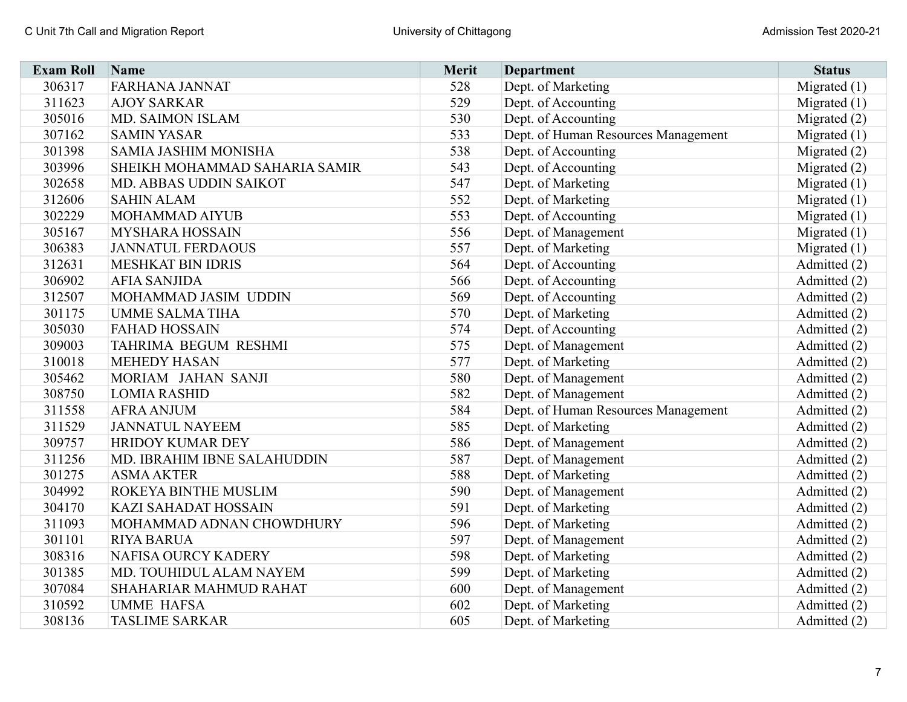| Exam Roll | Name | Merit | Department | Status |
|---|---|---|---|---|
| 306317 | FARHANA JANNAT | 528 | Dept. of Marketing | Migrated (1) |
| 311623 | AJOY SARKAR | 529 | Dept. of Accounting | Migrated (1) |
| 305016 | MD. SAIMON ISLAM | 530 | Dept. of Accounting | Migrated (2) |
| 307162 | SAMIN YASAR | 533 | Dept. of Human Resources Management | Migrated (1) |
| 301398 | SAMIA JASHIM MONISHA | 538 | Dept. of Accounting | Migrated (2) |
| 303996 | SHEIKH MOHAMMAD SAHARIA SAMIR | 543 | Dept. of Accounting | Migrated (2) |
| 302658 | MD. ABBAS UDDIN SAIKOT | 547 | Dept. of Marketing | Migrated (1) |
| 312606 | SAHIN ALAM | 552 | Dept. of Marketing | Migrated (1) |
| 302229 | MOHAMMAD AIYUB | 553 | Dept. of Accounting | Migrated (1) |
| 305167 | MYSHARA HOSSAIN | 556 | Dept. of Management | Migrated (1) |
| 306383 | JANNATUL FERDAOUS | 557 | Dept. of Marketing | Migrated (1) |
| 312631 | MESHKAT BIN IDRIS | 564 | Dept. of Accounting | Admitted (2) |
| 306902 | AFIA SANJIDA | 566 | Dept. of Accounting | Admitted (2) |
| 312507 | MOHAMMAD JASIM UDDIN | 569 | Dept. of Accounting | Admitted (2) |
| 301175 | UMME SALMA TIHA | 570 | Dept. of Marketing | Admitted (2) |
| 305030 | FAHAD HOSSAIN | 574 | Dept. of Accounting | Admitted (2) |
| 309003 | TAHRIMA BEGUM RESHMI | 575 | Dept. of Management | Admitted (2) |
| 310018 | MEHEDY HASAN | 577 | Dept. of Marketing | Admitted (2) |
| 305462 | MORIAM JAHAN SANJI | 580 | Dept. of Management | Admitted (2) |
| 308750 | LOMIA RASHID | 582 | Dept. of Management | Admitted (2) |
| 311558 | AFRA ANJUM | 584 | Dept. of Human Resources Management | Admitted (2) |
| 311529 | JANNATUL NAYEEM | 585 | Dept. of Marketing | Admitted (2) |
| 309757 | HRIDOY KUMAR DEY | 586 | Dept. of Management | Admitted (2) |
| 311256 | MD. IBRAHIM IBNE SALAHUDDIN | 587 | Dept. of Management | Admitted (2) |
| 301275 | ASMA AKTER | 588 | Dept. of Marketing | Admitted (2) |
| 304992 | ROKEYA BINTHE MUSLIM | 590 | Dept. of Management | Admitted (2) |
| 304170 | KAZI SAHADAT HOSSAIN | 591 | Dept. of Marketing | Admitted (2) |
| 311093 | MOHAMMAD ADNAN CHOWDHURY | 596 | Dept. of Marketing | Admitted (2) |
| 301101 | RIYA BARUA | 597 | Dept. of Management | Admitted (2) |
| 308316 | NAFISA OURCY KADERY | 598 | Dept. of Marketing | Admitted (2) |
| 301385 | MD. TOUHIDUL ALAM NAYEM | 599 | Dept. of Marketing | Admitted (2) |
| 307084 | SHAHARIAR MAHMUD RAHAT | 600 | Dept. of Management | Admitted (2) |
| 310592 | UMME HAFSA | 602 | Dept. of Marketing | Admitted (2) |
| 308136 | TASLIME SARKAR | 605 | Dept. of Marketing | Admitted (2) |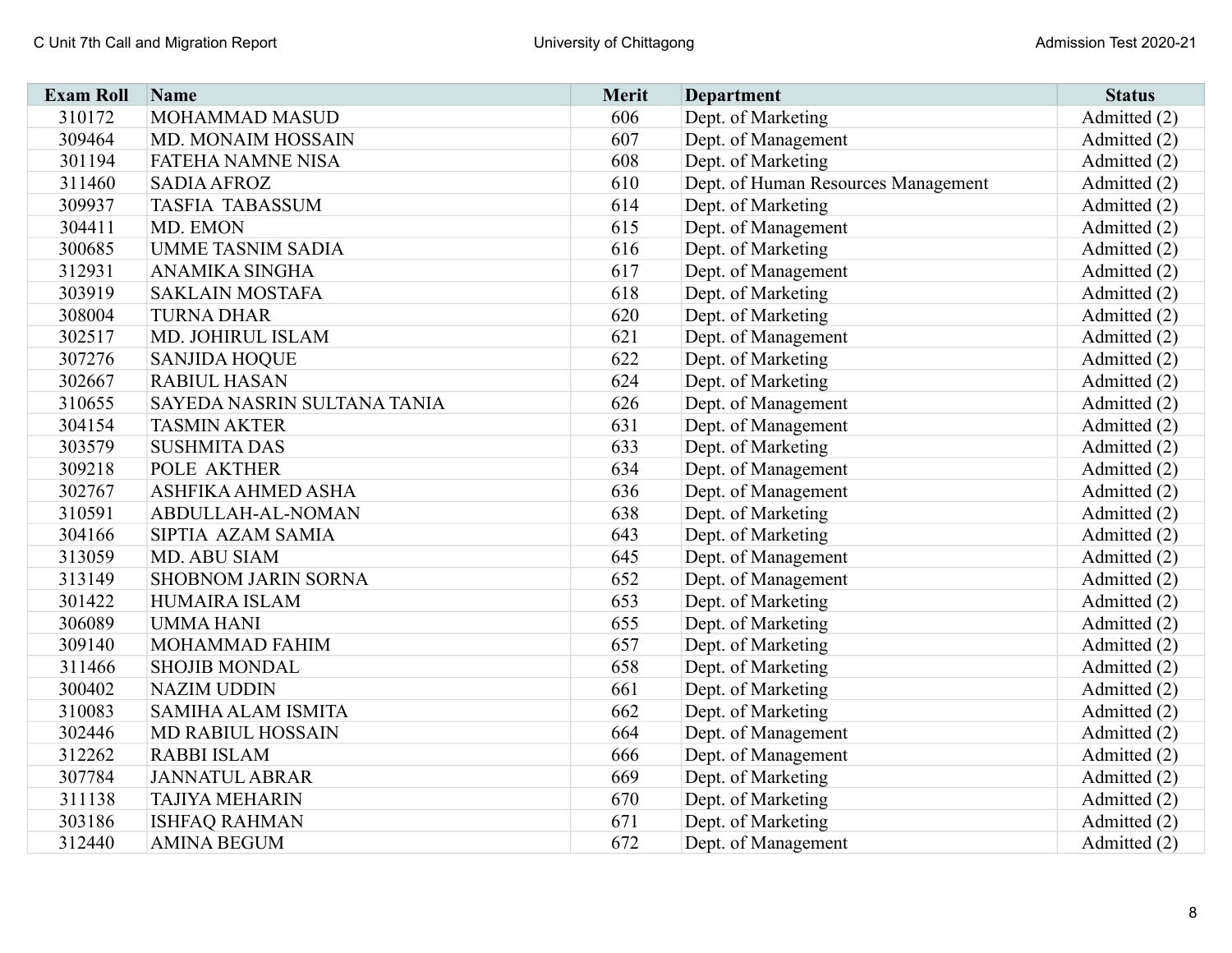| Exam Roll | Name | Merit | Department | Status |
|---|---|---|---|---|
| 310172 | MOHAMMAD MASUD | 606 | Dept. of Marketing | Admitted (2) |
| 309464 | MD. MONAIM HOSSAIN | 607 | Dept. of Management | Admitted (2) |
| 301194 | FATEHA NAMNE NISA | 608 | Dept. of Marketing | Admitted (2) |
| 311460 | SADIA AFROZ | 610 | Dept. of Human Resources Management | Admitted (2) |
| 309937 | TASFIA TABASSUM | 614 | Dept. of Marketing | Admitted (2) |
| 304411 | MD. EMON | 615 | Dept. of Management | Admitted (2) |
| 300685 | UMME TASNIM SADIA | 616 | Dept. of Marketing | Admitted (2) |
| 312931 | ANAMIKA SINGHA | 617 | Dept. of Management | Admitted (2) |
| 303919 | SAKLAIN MOSTAFA | 618 | Dept. of Marketing | Admitted (2) |
| 308004 | TURNA DHAR | 620 | Dept. of Marketing | Admitted (2) |
| 302517 | MD. JOHIRUL ISLAM | 621 | Dept. of Management | Admitted (2) |
| 307276 | SANJIDA HOQUE | 622 | Dept. of Marketing | Admitted (2) |
| 302667 | RABIUL HASAN | 624 | Dept. of Marketing | Admitted (2) |
| 310655 | SAYEDA NASRIN SULTANA TANIA | 626 | Dept. of Management | Admitted (2) |
| 304154 | TASMIN AKTER | 631 | Dept. of Management | Admitted (2) |
| 303579 | SUSHMITA DAS | 633 | Dept. of Marketing | Admitted (2) |
| 309218 | POLE AKTHER | 634 | Dept. of Management | Admitted (2) |
| 302767 | ASHFIKA AHMED ASHA | 636 | Dept. of Management | Admitted (2) |
| 310591 | ABDULLAH-AL-NOMAN | 638 | Dept. of Marketing | Admitted (2) |
| 304166 | SIPTIA AZAM SAMIA | 643 | Dept. of Marketing | Admitted (2) |
| 313059 | MD. ABU SIAM | 645 | Dept. of Management | Admitted (2) |
| 313149 | SHOBNOM JARIN SORNA | 652 | Dept. of Management | Admitted (2) |
| 301422 | HUMAIRA ISLAM | 653 | Dept. of Marketing | Admitted (2) |
| 306089 | UMMA HANI | 655 | Dept. of Marketing | Admitted (2) |
| 309140 | MOHAMMAD FAHIM | 657 | Dept. of Marketing | Admitted (2) |
| 311466 | SHOJIB MONDAL | 658 | Dept. of Marketing | Admitted (2) |
| 300402 | NAZIM UDDIN | 661 | Dept. of Marketing | Admitted (2) |
| 310083 | SAMIHA ALAM ISMITA | 662 | Dept. of Marketing | Admitted (2) |
| 302446 | MD RABIUL HOSSAIN | 664 | Dept. of Management | Admitted (2) |
| 312262 | RABBI ISLAM | 666 | Dept. of Management | Admitted (2) |
| 307784 | JANNATUL ABRAR | 669 | Dept. of Marketing | Admitted (2) |
| 311138 | TAJIYA MEHARIN | 670 | Dept. of Marketing | Admitted (2) |
| 303186 | ISHFAQ RAHMAN | 671 | Dept. of Marketing | Admitted (2) |
| 312440 | AMINA BEGUM | 672 | Dept. of Management | Admitted (2) |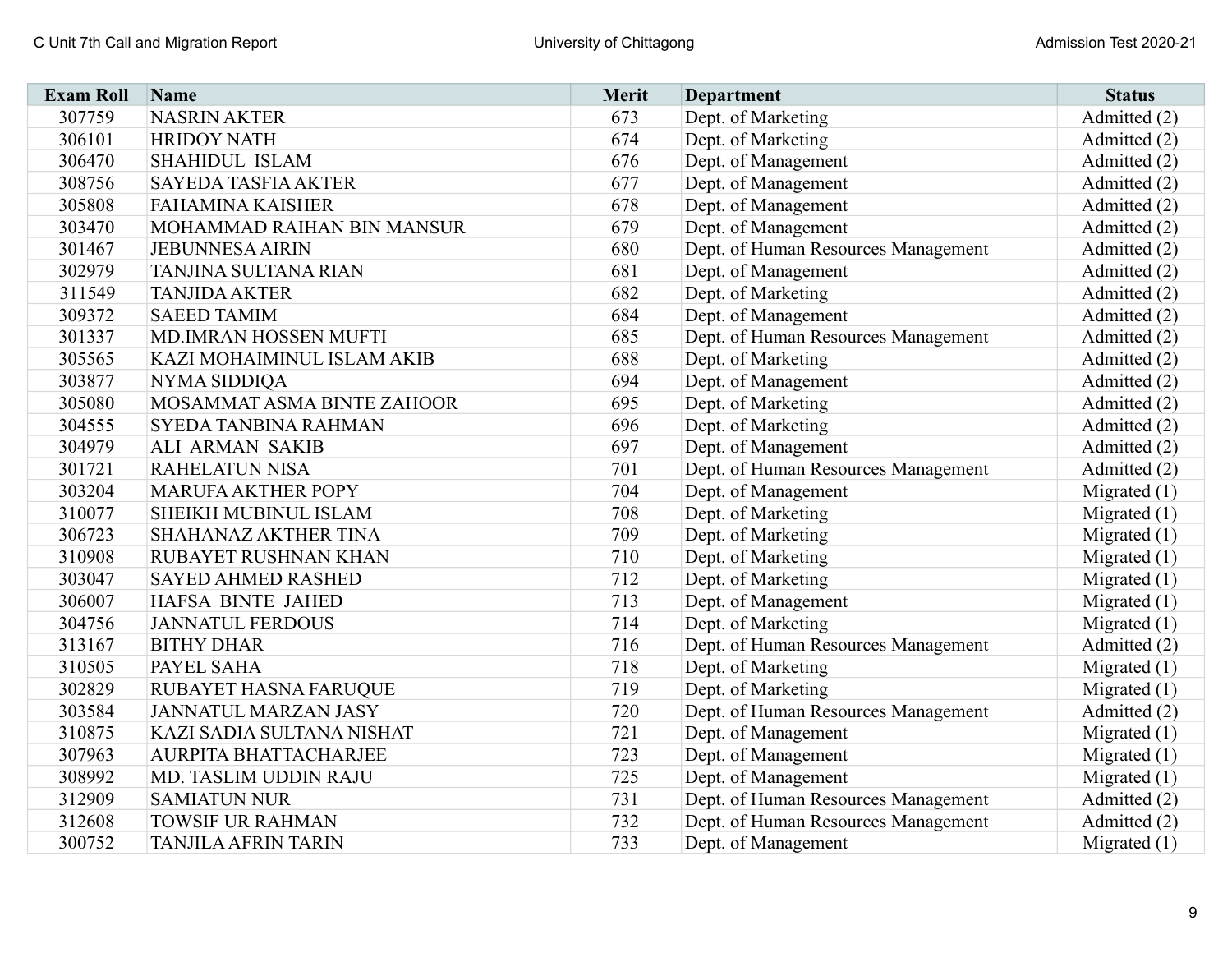| Exam Roll | Name | Merit | Department | Status |
|---|---|---|---|---|
| 307759 | NASRIN AKTER | 673 | Dept. of Marketing | Admitted (2) |
| 306101 | HRIDOY NATH | 674 | Dept. of Marketing | Admitted (2) |
| 306470 | SHAHIDUL ISLAM | 676 | Dept. of Management | Admitted (2) |
| 308756 | SAYEDA TASFIA AKTER | 677 | Dept. of Management | Admitted (2) |
| 305808 | FAHAMINA KAISHER | 678 | Dept. of Management | Admitted (2) |
| 303470 | MOHAMMAD RAIHAN BIN MANSUR | 679 | Dept. of Management | Admitted (2) |
| 301467 | JEBUNNESA AIRIN | 680 | Dept. of Human Resources Management | Admitted (2) |
| 302979 | TANJINA SULTANA RIAN | 681 | Dept. of Management | Admitted (2) |
| 311549 | TANJIDA AKTER | 682 | Dept. of Marketing | Admitted (2) |
| 309372 | SAEED TAMIM | 684 | Dept. of Management | Admitted (2) |
| 301337 | MD.IMRAN HOSSEN MUFTI | 685 | Dept. of Human Resources Management | Admitted (2) |
| 305565 | KAZI MOHAIMINUL ISLAM AKIB | 688 | Dept. of Marketing | Admitted (2) |
| 303877 | NYMA SIDDIQA | 694 | Dept. of Management | Admitted (2) |
| 305080 | MOSAMMAT ASMA BINTE ZAHOOR | 695 | Dept. of Marketing | Admitted (2) |
| 304555 | SYEDA TANBINA RAHMAN | 696 | Dept. of Marketing | Admitted (2) |
| 304979 | ALI ARMAN SAKIB | 697 | Dept. of Management | Admitted (2) |
| 301721 | RAHELATUN NISA | 701 | Dept. of Human Resources Management | Admitted (2) |
| 303204 | MARUFA AKTHER POPY | 704 | Dept. of Management | Migrated (1) |
| 310077 | SHEIKH MUBINUL ISLAM | 708 | Dept. of Marketing | Migrated (1) |
| 306723 | SHAHANAZ AKTHER TINA | 709 | Dept. of Marketing | Migrated (1) |
| 310908 | RUBAYET RUSHNAN KHAN | 710 | Dept. of Marketing | Migrated (1) |
| 303047 | SAYED AHMED RASHED | 712 | Dept. of Marketing | Migrated (1) |
| 306007 | HAFSA BINTE JAHED | 713 | Dept. of Management | Migrated (1) |
| 304756 | JANNATUL FERDOUS | 714 | Dept. of Marketing | Migrated (1) |
| 313167 | BITHY DHAR | 716 | Dept. of Human Resources Management | Admitted (2) |
| 310505 | PAYEL SAHA | 718 | Dept. of Marketing | Migrated (1) |
| 302829 | RUBAYET HASNA FARUQUE | 719 | Dept. of Marketing | Migrated (1) |
| 303584 | JANNATUL MARZAN JASY | 720 | Dept. of Human Resources Management | Admitted (2) |
| 310875 | KAZI SADIA SULTANA NISHAT | 721 | Dept. of Management | Migrated (1) |
| 307963 | AURPITA BHATTACHARJEE | 723 | Dept. of Management | Migrated (1) |
| 308992 | MD. TASLIM UDDIN RAJU | 725 | Dept. of Management | Migrated (1) |
| 312909 | SAMIATUN NUR | 731 | Dept. of Human Resources Management | Admitted (2) |
| 312608 | TOWSIF UR RAHMAN | 732 | Dept. of Human Resources Management | Admitted (2) |
| 300752 | TANJILA AFRIN TARIN | 733 | Dept. of Management | Migrated (1) |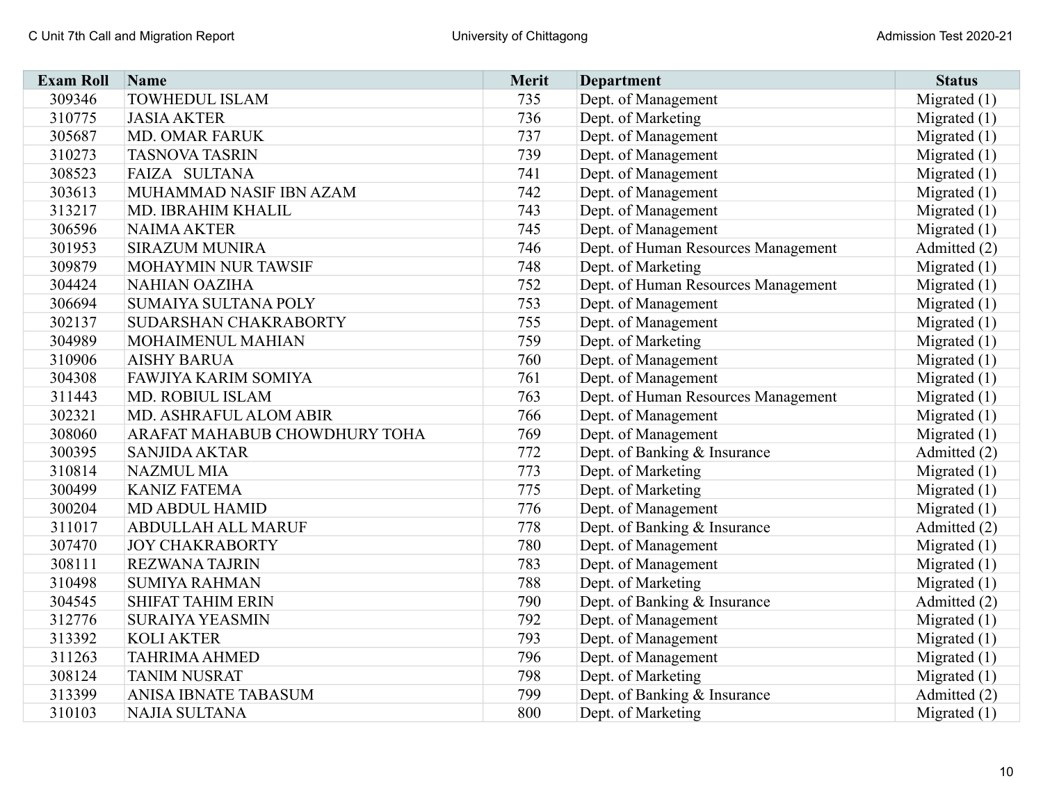| Exam Roll | Name | Merit | Department | Status |
|---|---|---|---|---|
| 309346 | TOWHEDUL ISLAM | 735 | Dept. of Management | Migrated (1) |
| 310775 | JASIA AKTER | 736 | Dept. of Marketing | Migrated (1) |
| 305687 | MD. OMAR FARUK | 737 | Dept. of Management | Migrated (1) |
| 310273 | TASNOVA TASRIN | 739 | Dept. of Management | Migrated (1) |
| 308523 | FAIZA SULTANA | 741 | Dept. of Management | Migrated (1) |
| 303613 | MUHAMMAD NASIF IBN AZAM | 742 | Dept. of Management | Migrated (1) |
| 313217 | MD. IBRAHIM KHALIL | 743 | Dept. of Management | Migrated (1) |
| 306596 | NAIMA AKTER | 745 | Dept. of Management | Migrated (1) |
| 301953 | SIRAZUM MUNIRA | 746 | Dept. of Human Resources Management | Admitted (2) |
| 309879 | MOHAYMIN NUR TAWSIF | 748 | Dept. of Marketing | Migrated (1) |
| 304424 | NAHIAN OAZIHA | 752 | Dept. of Human Resources Management | Migrated (1) |
| 306694 | SUMAIYA SULTANA POLY | 753 | Dept. of Management | Migrated (1) |
| 302137 | SUDARSHAN CHAKRABORTY | 755 | Dept. of Management | Migrated (1) |
| 304989 | MOHAIMENUL MAHIAN | 759 | Dept. of Marketing | Migrated (1) |
| 310906 | AISHY BARUA | 760 | Dept. of Management | Migrated (1) |
| 304308 | FAWJIYA KARIM SOMIYA | 761 | Dept. of Management | Migrated (1) |
| 311443 | MD. ROBIUL ISLAM | 763 | Dept. of Human Resources Management | Migrated (1) |
| 302321 | MD. ASHRAFUL ALOM ABIR | 766 | Dept. of Management | Migrated (1) |
| 308060 | ARAFAT MAHABUB CHOWDHURY TOHA | 769 | Dept. of Management | Migrated (1) |
| 300395 | SANJIDA AKTAR | 772 | Dept. of Banking & Insurance | Admitted (2) |
| 310814 | NAZMUL MIA | 773 | Dept. of Marketing | Migrated (1) |
| 300499 | KANIZ FATEMA | 775 | Dept. of Marketing | Migrated (1) |
| 300204 | MD ABDUL HAMID | 776 | Dept. of Management | Migrated (1) |
| 311017 | ABDULLAH ALL MARUF | 778 | Dept. of Banking & Insurance | Admitted (2) |
| 307470 | JOY CHAKRABORTY | 780 | Dept. of Management | Migrated (1) |
| 308111 | REZWANA TAJRIN | 783 | Dept. of Management | Migrated (1) |
| 310498 | SUMIYA RAHMAN | 788 | Dept. of Marketing | Migrated (1) |
| 304545 | SHIFAT TAHIM ERIN | 790 | Dept. of Banking & Insurance | Admitted (2) |
| 312776 | SURAIYA YEASMIN | 792 | Dept. of Management | Migrated (1) |
| 313392 | KOLI AKTER | 793 | Dept. of Management | Migrated (1) |
| 311263 | TAHRIMA AHMED | 796 | Dept. of Management | Migrated (1) |
| 308124 | TANIM NUSRAT | 798 | Dept. of Marketing | Migrated (1) |
| 313399 | ANISA IBNATE TABASUM | 799 | Dept. of Banking & Insurance | Admitted (2) |
| 310103 | NAJIA SULTANA | 800 | Dept. of Marketing | Migrated (1) |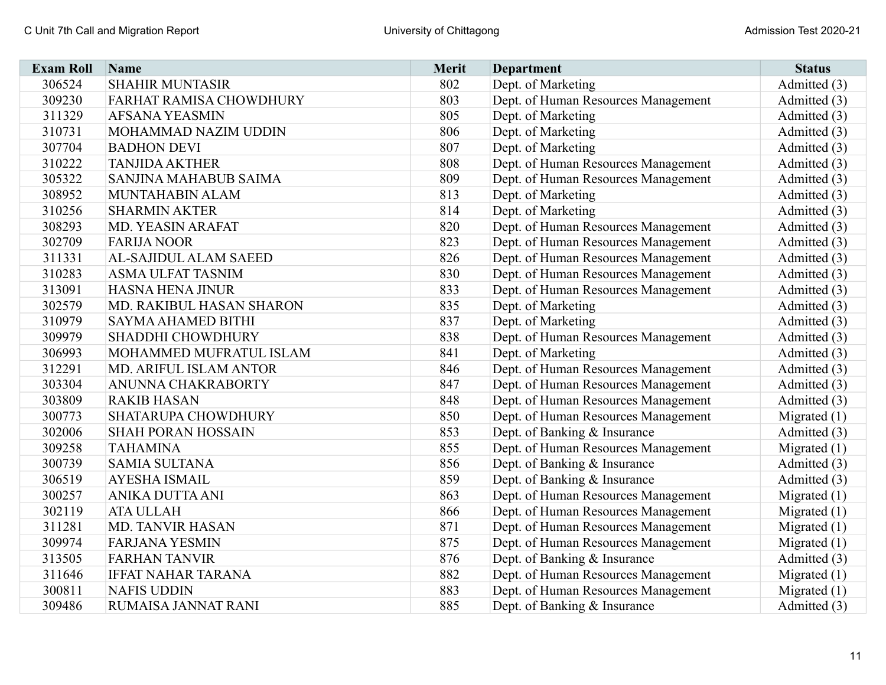| Exam Roll | Name | Merit | Department | Status |
|---|---|---|---|---|
| 306524 | SHAHIR MUNTASIR | 802 | Dept. of Marketing | Admitted (3) |
| 309230 | FARHAT RAMISA CHOWDHURY | 803 | Dept. of Human Resources Management | Admitted (3) |
| 311329 | AFSANA YEASMIN | 805 | Dept. of Marketing | Admitted (3) |
| 310731 | MOHAMMAD NAZIM UDDIN | 806 | Dept. of Marketing | Admitted (3) |
| 307704 | BADHON DEVI | 807 | Dept. of Marketing | Admitted (3) |
| 310222 | TANJIDA AKTHER | 808 | Dept. of Human Resources Management | Admitted (3) |
| 305322 | SANJINA MAHABUB SAIMA | 809 | Dept. of Human Resources Management | Admitted (3) |
| 308952 | MUNTAHABIN ALAM | 813 | Dept. of Marketing | Admitted (3) |
| 310256 | SHARMIN AKTER | 814 | Dept. of Marketing | Admitted (3) |
| 308293 | MD. YEASIN ARAFAT | 820 | Dept. of Human Resources Management | Admitted (3) |
| 302709 | FARIJA NOOR | 823 | Dept. of Human Resources Management | Admitted (3) |
| 311331 | AL-SAJIDUL ALAM SAEED | 826 | Dept. of Human Resources Management | Admitted (3) |
| 310283 | ASMA ULFAT TASNIM | 830 | Dept. of Human Resources Management | Admitted (3) |
| 313091 | HASNA HENA JINUR | 833 | Dept. of Human Resources Management | Admitted (3) |
| 302579 | MD. RAKIBUL HASAN SHARON | 835 | Dept. of Marketing | Admitted (3) |
| 310979 | SAYMA AHAMED BITHI | 837 | Dept. of Marketing | Admitted (3) |
| 309979 | SHADDHI CHOWDHURY | 838 | Dept. of Human Resources Management | Admitted (3) |
| 306993 | MOHAMMED MUFRATUL ISLAM | 841 | Dept. of Marketing | Admitted (3) |
| 312291 | MD. ARIFUL ISLAM ANTOR | 846 | Dept. of Human Resources Management | Admitted (3) |
| 303304 | ANUNNA CHAKRABORTY | 847 | Dept. of Human Resources Management | Admitted (3) |
| 303809 | RAKIB HASAN | 848 | Dept. of Human Resources Management | Admitted (3) |
| 300773 | SHATARUPA CHOWDHURY | 850 | Dept. of Human Resources Management | Migrated (1) |
| 302006 | SHAH PORAN HOSSAIN | 853 | Dept. of Banking & Insurance | Admitted (3) |
| 309258 | TAHAMINA | 855 | Dept. of Human Resources Management | Migrated (1) |
| 300739 | SAMIA SULTANA | 856 | Dept. of Banking & Insurance | Admitted (3) |
| 306519 | AYESHA ISMAIL | 859 | Dept. of Banking & Insurance | Admitted (3) |
| 300257 | ANIKA DUTTA ANI | 863 | Dept. of Human Resources Management | Migrated (1) |
| 302119 | ATA ULLAH | 866 | Dept. of Human Resources Management | Migrated (1) |
| 311281 | MD. TANVIR HASAN | 871 | Dept. of Human Resources Management | Migrated (1) |
| 309974 | FARJANA YESMIN | 875 | Dept. of Human Resources Management | Migrated (1) |
| 313505 | FARHAN TANVIR | 876 | Dept. of Banking & Insurance | Admitted (3) |
| 311646 | IFFAT NAHAR TARANA | 882 | Dept. of Human Resources Management | Migrated (1) |
| 300811 | NAFIS UDDIN | 883 | Dept. of Human Resources Management | Migrated (1) |
| 309486 | RUMAISA JANNAT RANI | 885 | Dept. of Banking & Insurance | Admitted (3) |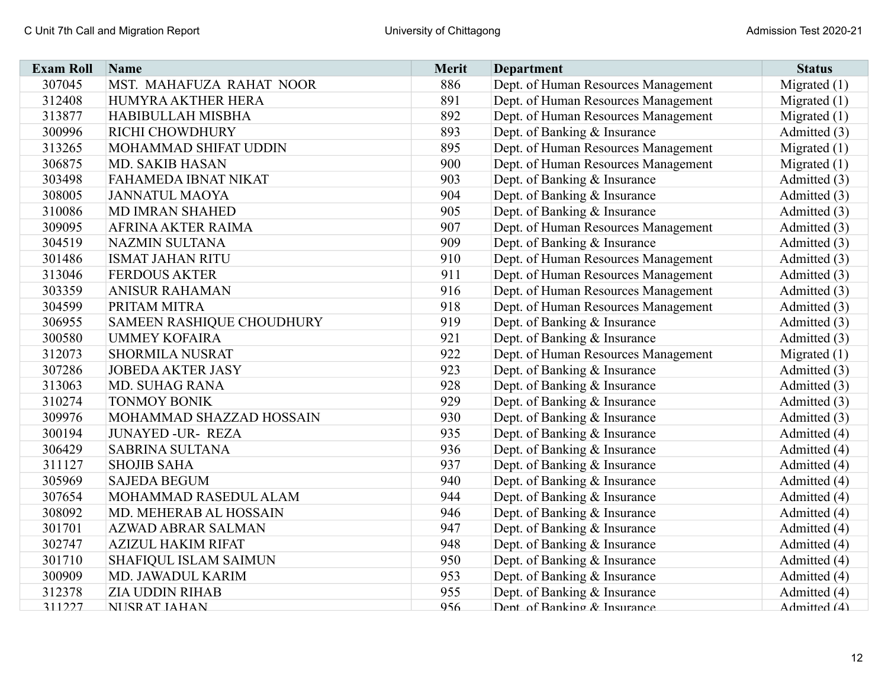| Exam Roll | Name | Merit | Department | Status |
|---|---|---|---|---|
| 307045 | MST. MAHAFUZA RAHAT NOOR | 886 | Dept. of Human Resources Management | Migrated (1) |
| 312408 | HUMYRA AKTHER HERA | 891 | Dept. of Human Resources Management | Migrated (1) |
| 313877 | HABIBULLAH MISBHA | 892 | Dept. of Human Resources Management | Migrated (1) |
| 300996 | RICHI CHOWDHURY | 893 | Dept. of Banking & Insurance | Admitted (3) |
| 313265 | MOHAMMAD SHIFAT UDDIN | 895 | Dept. of Human Resources Management | Migrated (1) |
| 306875 | MD. SAKIB HASAN | 900 | Dept. of Human Resources Management | Migrated (1) |
| 303498 | FAHAMEDA IBNAT NIKAT | 903 | Dept. of Banking & Insurance | Admitted (3) |
| 308005 | JANNATUL MAOYA | 904 | Dept. of Banking & Insurance | Admitted (3) |
| 310086 | MD IMRAN SHAHED | 905 | Dept. of Banking & Insurance | Admitted (3) |
| 309095 | AFRINA AKTER RAIMA | 907 | Dept. of Human Resources Management | Admitted (3) |
| 304519 | NAZMIN SULTANA | 909 | Dept. of Banking & Insurance | Admitted (3) |
| 301486 | ISMAT JAHAN RITU | 910 | Dept. of Human Resources Management | Admitted (3) |
| 313046 | FERDOUS AKTER | 911 | Dept. of Human Resources Management | Admitted (3) |
| 303359 | ANISUR RAHAMAN | 916 | Dept. of Human Resources Management | Admitted (3) |
| 304599 | PRITAM MITRA | 918 | Dept. of Human Resources Management | Admitted (3) |
| 306955 | SAMEEN RASHIQUE CHOUDHURY | 919 | Dept. of Banking & Insurance | Admitted (3) |
| 300580 | UMMEY KOFAIRA | 921 | Dept. of Banking & Insurance | Admitted (3) |
| 312073 | SHORMILA NUSRAT | 922 | Dept. of Human Resources Management | Migrated (1) |
| 307286 | JOBEDA AKTER JASY | 923 | Dept. of Banking & Insurance | Admitted (3) |
| 313063 | MD. SUHAG RANA | 928 | Dept. of Banking & Insurance | Admitted (3) |
| 310274 | TONMOY BONIK | 929 | Dept. of Banking & Insurance | Admitted (3) |
| 309976 | MOHAMMAD SHAZZAD HOSSAIN | 930 | Dept. of Banking & Insurance | Admitted (3) |
| 300194 | JUNAYED -UR- REZA | 935 | Dept. of Banking & Insurance | Admitted (4) |
| 306429 | SABRINA SULTANA | 936 | Dept. of Banking & Insurance | Admitted (4) |
| 311127 | SHOJIB SAHA | 937 | Dept. of Banking & Insurance | Admitted (4) |
| 305969 | SAJEDA BEGUM | 940 | Dept. of Banking & Insurance | Admitted (4) |
| 307654 | MOHAMMAD RASEDUL ALAM | 944 | Dept. of Banking & Insurance | Admitted (4) |
| 308092 | MD. MEHERAB AL HOSSAIN | 946 | Dept. of Banking & Insurance | Admitted (4) |
| 301701 | AZWAD ABRAR SALMAN | 947 | Dept. of Banking & Insurance | Admitted (4) |
| 302747 | AZIZUL HAKIM RIFAT | 948 | Dept. of Banking & Insurance | Admitted (4) |
| 301710 | SHAFIQUL ISLAM SAIMUN | 950 | Dept. of Banking & Insurance | Admitted (4) |
| 300909 | MD. JAWADUL KARIM | 953 | Dept. of Banking & Insurance | Admitted (4) |
| 312378 | ZIA UDDIN RIHAB | 955 | Dept. of Banking & Insurance | Admitted (4) |
| 311227 | NUSRAT JAHAN | 956 | Dept. of Banking & Insurance | Admitted (4) |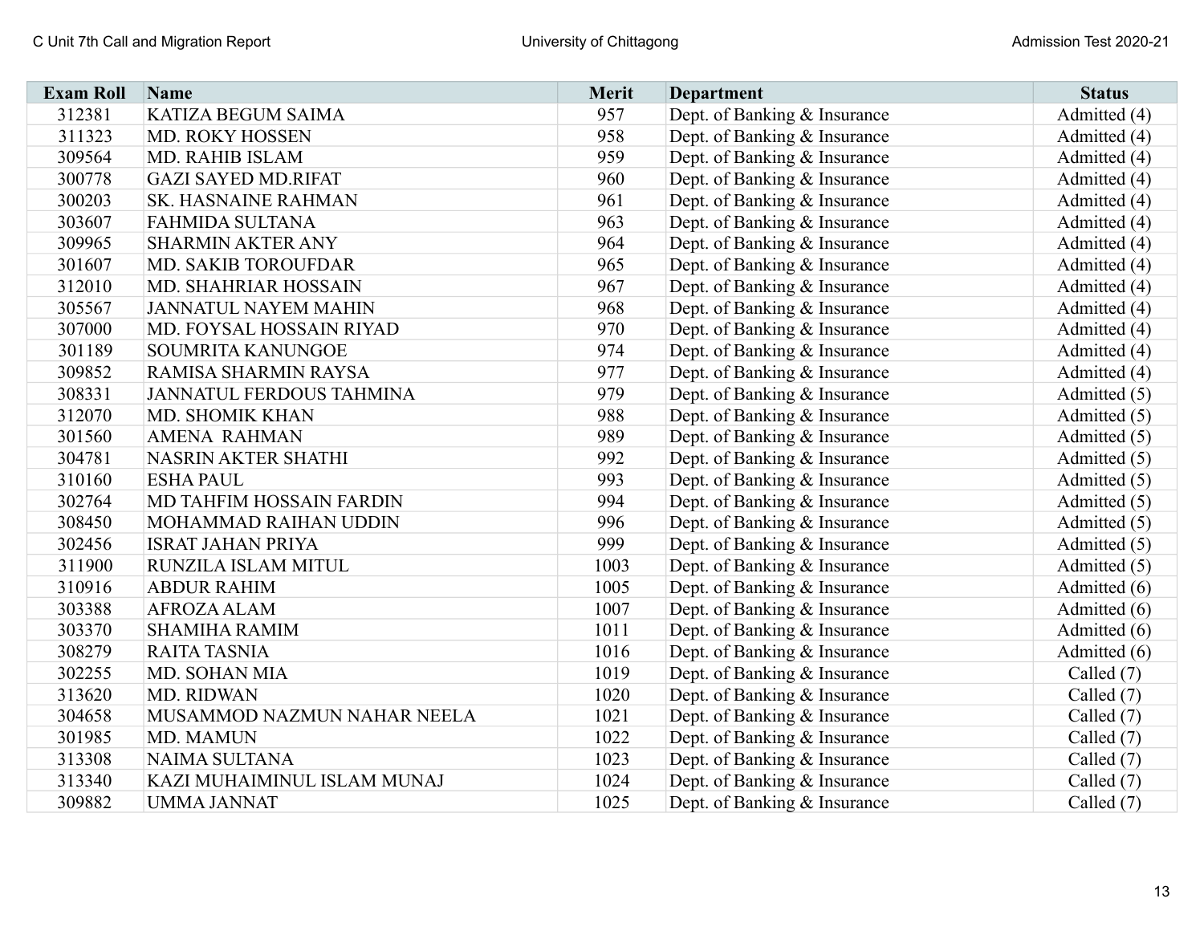| Exam Roll | Name | Merit | Department | Status |
|---|---|---|---|---|
| 312381 | KATIZA BEGUM SAIMA | 957 | Dept. of Banking & Insurance | Admitted (4) |
| 311323 | MD. ROKY HOSSEN | 958 | Dept. of Banking & Insurance | Admitted (4) |
| 309564 | MD. RAHIB ISLAM | 959 | Dept. of Banking & Insurance | Admitted (4) |
| 300778 | GAZI SAYED MD.RIFAT | 960 | Dept. of Banking & Insurance | Admitted (4) |
| 300203 | SK. HASNAINE RAHMAN | 961 | Dept. of Banking & Insurance | Admitted (4) |
| 303607 | FAHMIDA SULTANA | 963 | Dept. of Banking & Insurance | Admitted (4) |
| 309965 | SHARMIN AKTER ANY | 964 | Dept. of Banking & Insurance | Admitted (4) |
| 301607 | MD. SAKIB TOROUFDAR | 965 | Dept. of Banking & Insurance | Admitted (4) |
| 312010 | MD. SHAHRIAR HOSSAIN | 967 | Dept. of Banking & Insurance | Admitted (4) |
| 305567 | JANNATUL NAYEM MAHIN | 968 | Dept. of Banking & Insurance | Admitted (4) |
| 307000 | MD. FOYSAL HOSSAIN RIYAD | 970 | Dept. of Banking & Insurance | Admitted (4) |
| 301189 | SOUMRITA KANUNGOE | 974 | Dept. of Banking & Insurance | Admitted (4) |
| 309852 | RAMISA SHARMIN RAYSA | 977 | Dept. of Banking & Insurance | Admitted (4) |
| 308331 | JANNATUL FERDOUS TAHMINA | 979 | Dept. of Banking & Insurance | Admitted (5) |
| 312070 | MD. SHOMIK KHAN | 988 | Dept. of Banking & Insurance | Admitted (5) |
| 301560 | AMENA RAHMAN | 989 | Dept. of Banking & Insurance | Admitted (5) |
| 304781 | NASRIN AKTER SHATHI | 992 | Dept. of Banking & Insurance | Admitted (5) |
| 310160 | ESHA PAUL | 993 | Dept. of Banking & Insurance | Admitted (5) |
| 302764 | MD TAHFIM HOSSAIN FARDIN | 994 | Dept. of Banking & Insurance | Admitted (5) |
| 308450 | MOHAMMAD RAIHAN UDDIN | 996 | Dept. of Banking & Insurance | Admitted (5) |
| 302456 | ISRAT JAHAN PRIYA | 999 | Dept. of Banking & Insurance | Admitted (5) |
| 311900 | RUNZILA ISLAM MITUL | 1003 | Dept. of Banking & Insurance | Admitted (5) |
| 310916 | ABDUR RAHIM | 1005 | Dept. of Banking & Insurance | Admitted (6) |
| 303388 | AFROZA ALAM | 1007 | Dept. of Banking & Insurance | Admitted (6) |
| 303370 | SHAMIHA RAMIM | 1011 | Dept. of Banking & Insurance | Admitted (6) |
| 308279 | RAITA TASNIA | 1016 | Dept. of Banking & Insurance | Admitted (6) |
| 302255 | MD. SOHAN MIA | 1019 | Dept. of Banking & Insurance | Called (7) |
| 313620 | MD. RIDWAN | 1020 | Dept. of Banking & Insurance | Called (7) |
| 304658 | MUSAMMOD NAZMUN NAHAR NEELA | 1021 | Dept. of Banking & Insurance | Called (7) |
| 301985 | MD. MAMUN | 1022 | Dept. of Banking & Insurance | Called (7) |
| 313308 | NAIMA SULTANA | 1023 | Dept. of Banking & Insurance | Called (7) |
| 313340 | KAZI MUHAIMINUL ISLAM MUNAJ | 1024 | Dept. of Banking & Insurance | Called (7) |
| 309882 | UMMA JANNAT | 1025 | Dept. of Banking & Insurance | Called (7) |